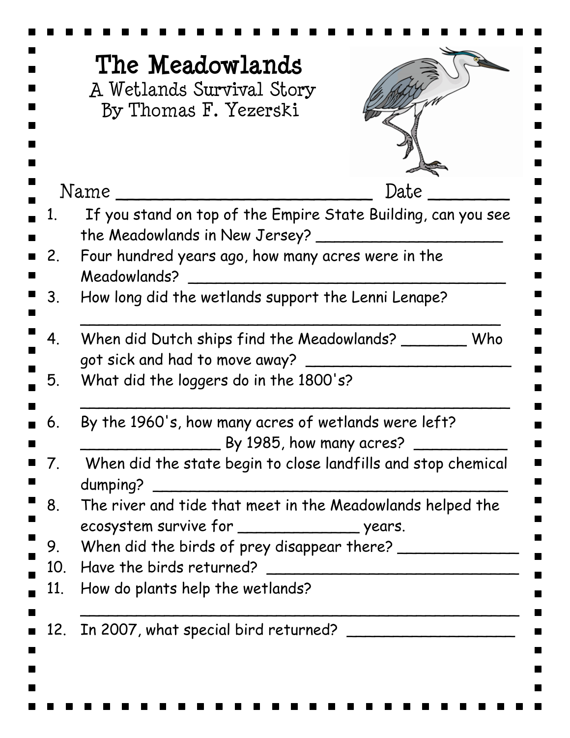# The Meadowlands

A Wetlands Survival Story
By Thomas F. Yezerski

Name ___________________________ Date ________

1. If you stand on top of the Empire State Building, can you see the Meadowlands in New Jersey? ____________________
2. Four hundred years ago, how many acres were in the Meadowlands? ____________________________________
3. How long did the wetlands support the Lenni Lenape? _______________________________________________
4. When did Dutch ships find the Meadowlands? _______ Who got sick and had to move away? _______________________
5. What did the loggers do in the 1800's? _______________________________________________
6. By the 1960's, how many acres of wetlands were left? _______________ By 1985, how many acres? __________
7. When did the state begin to close landfills and stop chemical dumping? __________________________________________
8. The river and tide that meet in the Meadowlands helped the ecosystem survive for _____________ years.
9. When did the birds of prey disappear there? ______________
10. Have the birds returned? _____________________________
11. How do plants help the wetlands? _______________________________________________
12. In 2007, what special bird returned? __________________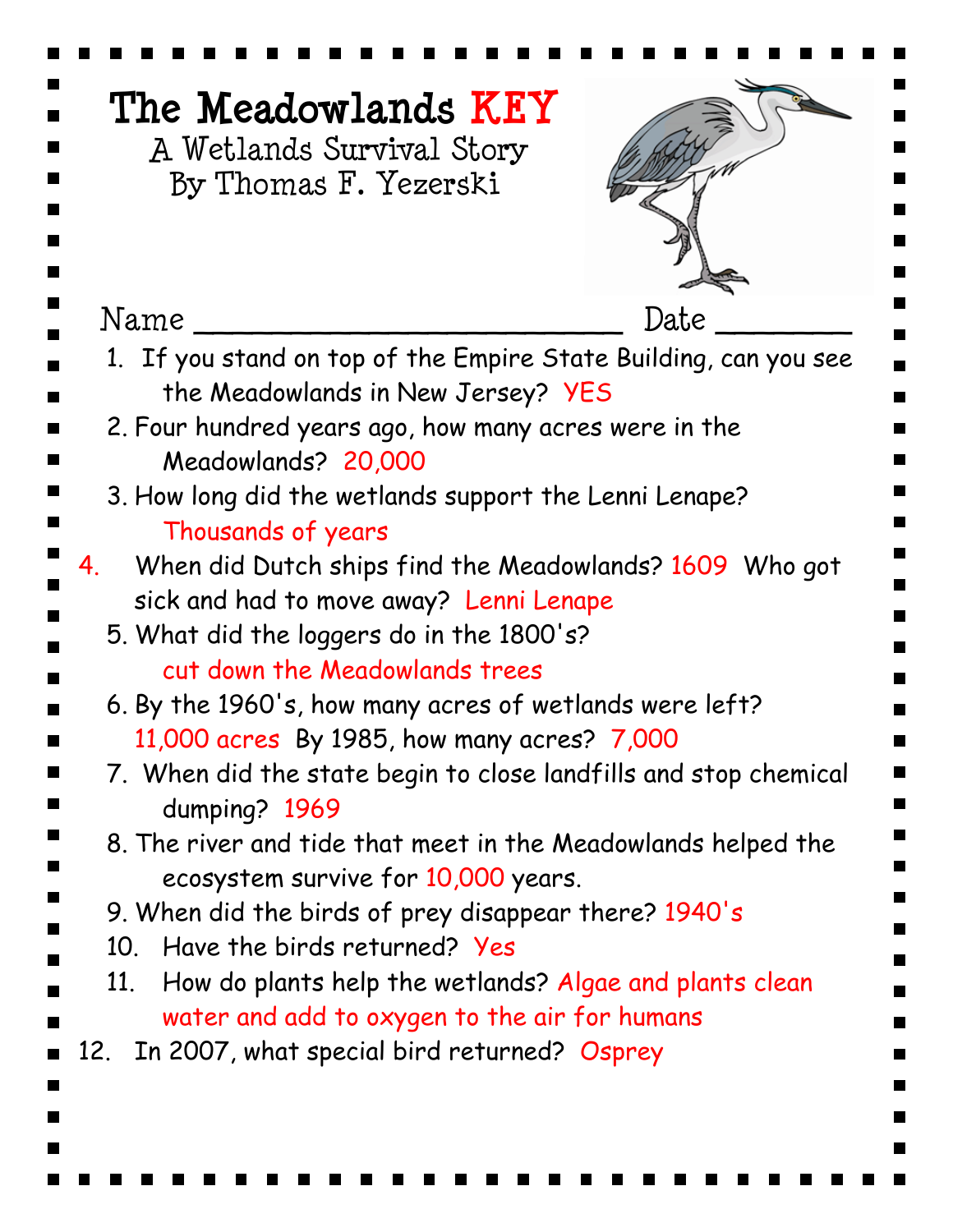# The Meadowlands KEY

A Wetlands Survival Story
By Thomas F. Yezerski

Name ___________________________ Date ________

1. If you stand on top of the Empire State Building, can you see the Meadowlands in New Jersey? YES
2. Four hundred years ago, how many acres were in the Meadowlands? 20,000
3. How long did the wetlands support the Lenni Lenape? Thousands of years
4. When did Dutch ships find the Meadowlands? 1609 Who got sick and had to move away? Lenni Lenape
5. What did the loggers do in the 1800's? cut down the Meadowlands trees
6. By the 1960's, how many acres of wetlands were left? 11,000 acres By 1985, how many acres? 7,000
7. When did the state begin to close landfills and stop chemical dumping? 1969
8. The river and tide that meet in the Meadowlands helped the ecosystem survive for 10,000 years.
9. When did the birds of prey disappear there? 1940's
10. Have the birds returned? Yes
11. How do plants help the wetlands? Algae and plants clean water and add to oxygen to the air for humans
12. In 2007, what special bird returned? Osprey